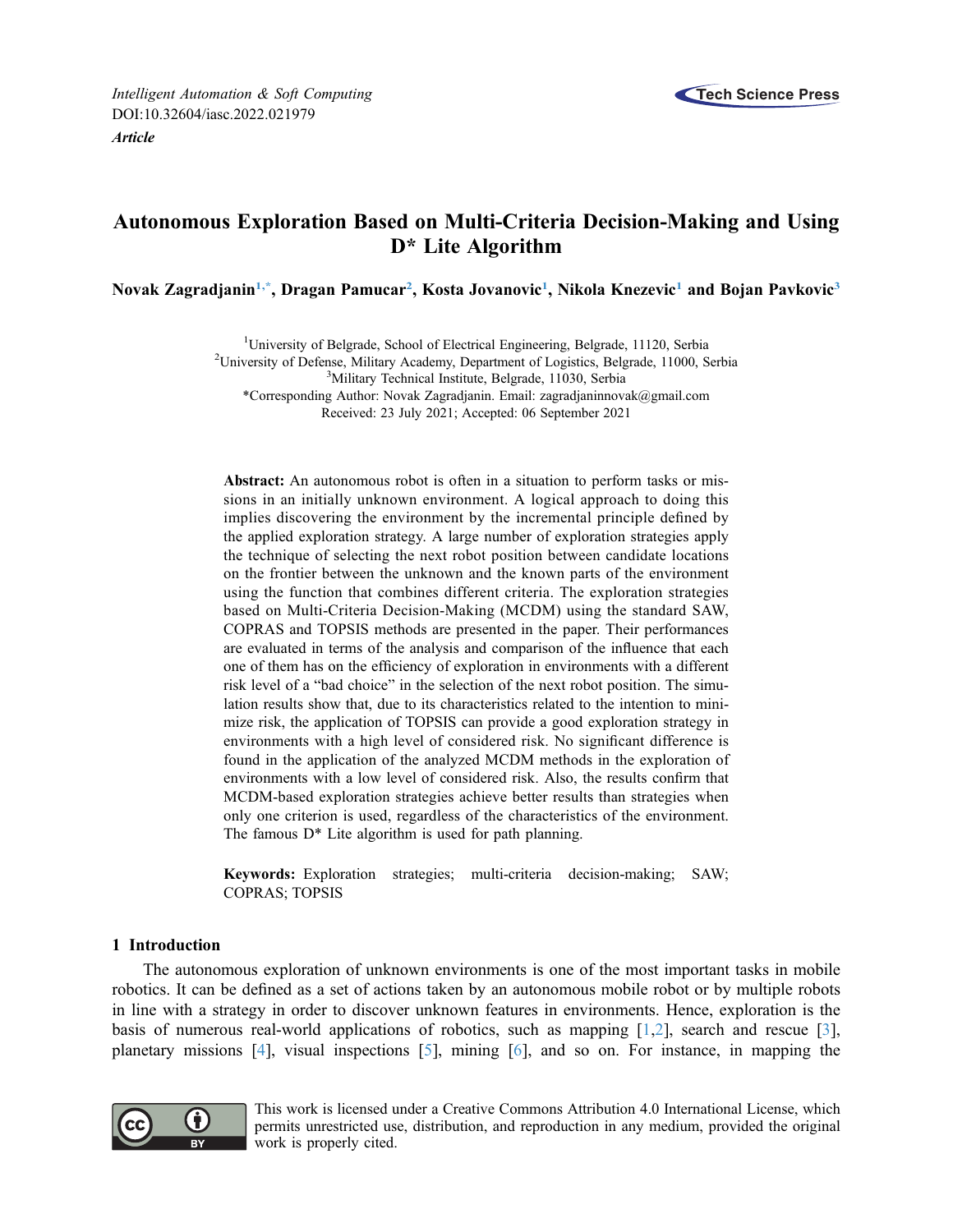*Intelligent Automation & Soft Computing*
DOI:10.32604/iasc.2022.021979
***Article***

# Autonomous Exploration Based on Multi-Criteria Decision-Making and Using D* Lite Algorithm

**Novak Zagradjanin[1,*], Dragan Pamucar[2], Kosta Jovanovic[1], Nikola Knezevic[1] and Bojan Pavkovic[3]**

[1]University of Belgrade, School of Electrical Engineering, Belgrade, 11120, Serbia
[2]University of Defense, Military Academy, Department of Logistics, Belgrade, 11000, Serbia
[3]Military Technical Institute, Belgrade, 11030, Serbia
*Corresponding Author: Novak Zagradjanin. Email: zagradjaninnovak@gmail.com
Received: 23 July 2021; Accepted: 06 September 2021

**Abstract:** An autonomous robot is often in a situation to perform tasks or missions in an initially unknown environment. A logical approach to doing this implies discovering the environment by the incremental principle defined by the applied exploration strategy. A large number of exploration strategies apply the technique of selecting the next robot position between candidate locations on the frontier between the unknown and the known parts of the environment using the function that combines different criteria. The exploration strategies based on Multi-Criteria Decision-Making (MCDM) using the standard SAW, COPRAS and TOPSIS methods are presented in the paper. Their performances are evaluated in terms of the analysis and comparison of the influence that each one of them has on the efficiency of exploration in environments with a different risk level of a "bad choice" in the selection of the next robot position. The simulation results show that, due to its characteristics related to the intention to minimize risk, the application of TOPSIS can provide a good exploration strategy in environments with a high level of considered risk. No significant difference is found in the application of the analyzed MCDM methods in the exploration of environments with a low level of considered risk. Also, the results confirm that MCDM-based exploration strategies achieve better results than strategies when only one criterion is used, regardless of the characteristics of the environment. The famous D* Lite algorithm is used for path planning.

**Keywords:** Exploration strategies; multi-criteria decision-making; SAW; COPRAS; TOPSIS

## 1 Introduction

The autonomous exploration of unknown environments is one of the most important tasks in mobile robotics. It can be defined as a set of actions taken by an autonomous mobile robot or by multiple robots in line with a strategy in order to discover unknown features in environments. Hence, exploration is the basis of numerous real-world applications of robotics, such as mapping [1,2], search and rescue [3], planetary missions [4], visual inspections [5], mining [6], and so on. For instance, in mapping the

This work is licensed under a Creative Commons Attribution 4.0 International License, which permits unrestricted use, distribution, and reproduction in any medium, provided the original work is properly cited.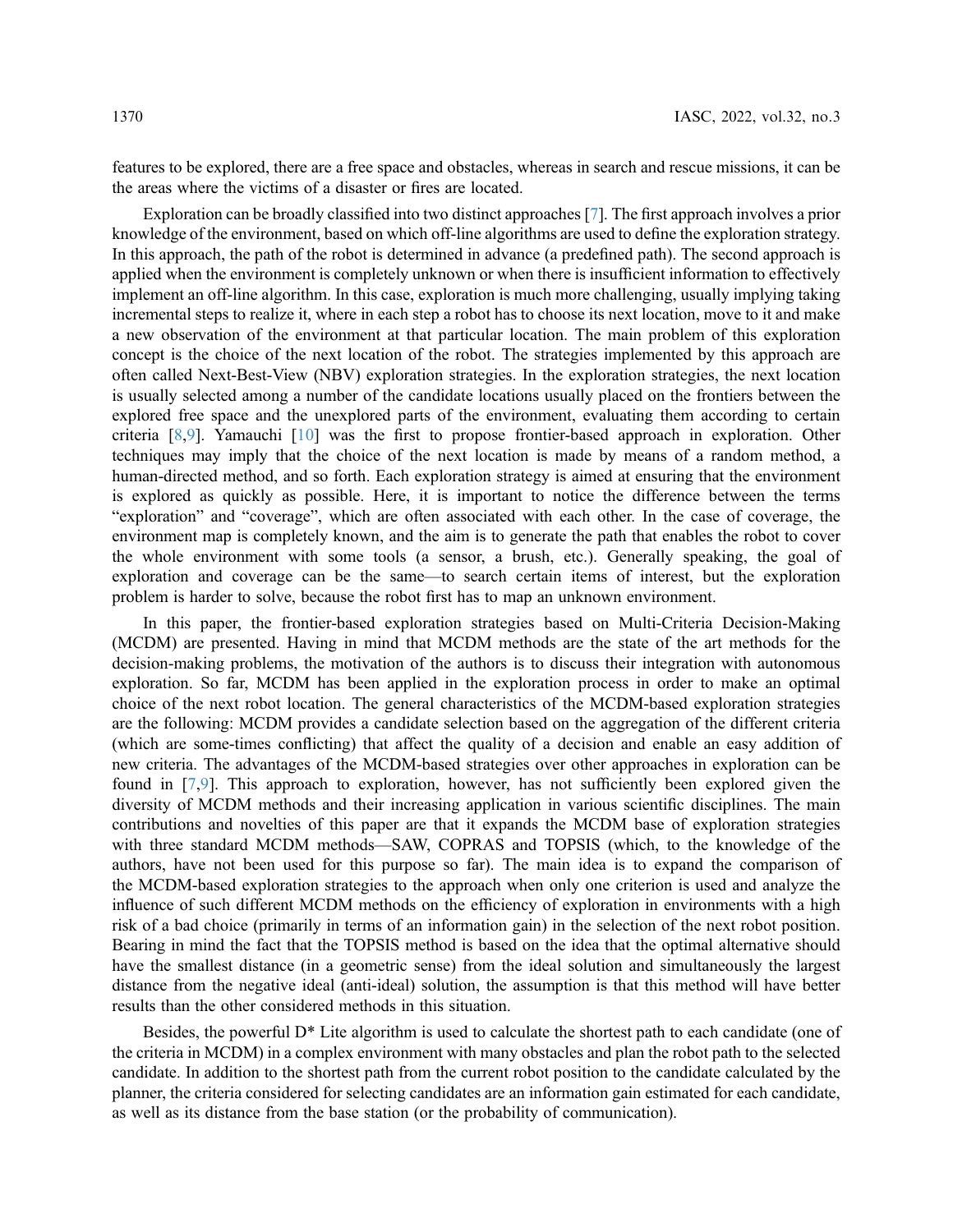features to be explored, there are a free space and obstacles, whereas in search and rescue missions, it can be the areas where the victims of a disaster or fires are located.

Exploration can be broadly classified into two distinct approaches [7]. The first approach involves a prior knowledge of the environment, based on which off-line algorithms are used to define the exploration strategy. In this approach, the path of the robot is determined in advance (a predefined path). The second approach is applied when the environment is completely unknown or when there is insufficient information to effectively implement an off-line algorithm. In this case, exploration is much more challenging, usually implying taking incremental steps to realize it, where in each step a robot has to choose its next location, move to it and make a new observation of the environment at that particular location. The main problem of this exploration concept is the choice of the next location of the robot. The strategies implemented by this approach are often called Next-Best-View (NBV) exploration strategies. In the exploration strategies, the next location is usually selected among a number of the candidate locations usually placed on the frontiers between the explored free space and the unexplored parts of the environment, evaluating them according to certain criteria [8,9]. Yamauchi [10] was the first to propose frontier-based approach in exploration. Other techniques may imply that the choice of the next location is made by means of a random method, a human-directed method, and so forth. Each exploration strategy is aimed at ensuring that the environment is explored as quickly as possible. Here, it is important to notice the difference between the terms "exploration" and "coverage", which are often associated with each other. In the case of coverage, the environment map is completely known, and the aim is to generate the path that enables the robot to cover the whole environment with some tools (a sensor, a brush, etc.). Generally speaking, the goal of exploration and coverage can be the same—to search certain items of interest, but the exploration problem is harder to solve, because the robot first has to map an unknown environment.

In this paper, the frontier-based exploration strategies based on Multi-Criteria Decision-Making (MCDM) are presented. Having in mind that MCDM methods are the state of the art methods for the decision-making problems, the motivation of the authors is to discuss their integration with autonomous exploration. So far, MCDM has been applied in the exploration process in order to make an optimal choice of the next robot location. The general characteristics of the MCDM-based exploration strategies are the following: MCDM provides a candidate selection based on the aggregation of the different criteria (which are some-times conflicting) that affect the quality of a decision and enable an easy addition of new criteria. The advantages of the MCDM-based strategies over other approaches in exploration can be found in [7,9]. This approach to exploration, however, has not sufficiently been explored given the diversity of MCDM methods and their increasing application in various scientific disciplines. The main contributions and novelties of this paper are that it expands the MCDM base of exploration strategies with three standard MCDM methods—SAW, COPRAS and TOPSIS (which, to the knowledge of the authors, have not been used for this purpose so far). The main idea is to expand the comparison of the MCDM-based exploration strategies to the approach when only one criterion is used and analyze the influence of such different MCDM methods on the efficiency of exploration in environments with a high risk of a bad choice (primarily in terms of an information gain) in the selection of the next robot position. Bearing in mind the fact that the TOPSIS method is based on the idea that the optimal alternative should have the smallest distance (in a geometric sense) from the ideal solution and simultaneously the largest distance from the negative ideal (anti-ideal) solution, the assumption is that this method will have better results than the other considered methods in this situation.

Besides, the powerful D* Lite algorithm is used to calculate the shortest path to each candidate (one of the criteria in MCDM) in a complex environment with many obstacles and plan the robot path to the selected candidate. In addition to the shortest path from the current robot position to the candidate calculated by the planner, the criteria considered for selecting candidates are an information gain estimated for each candidate, as well as its distance from the base station (or the probability of communication).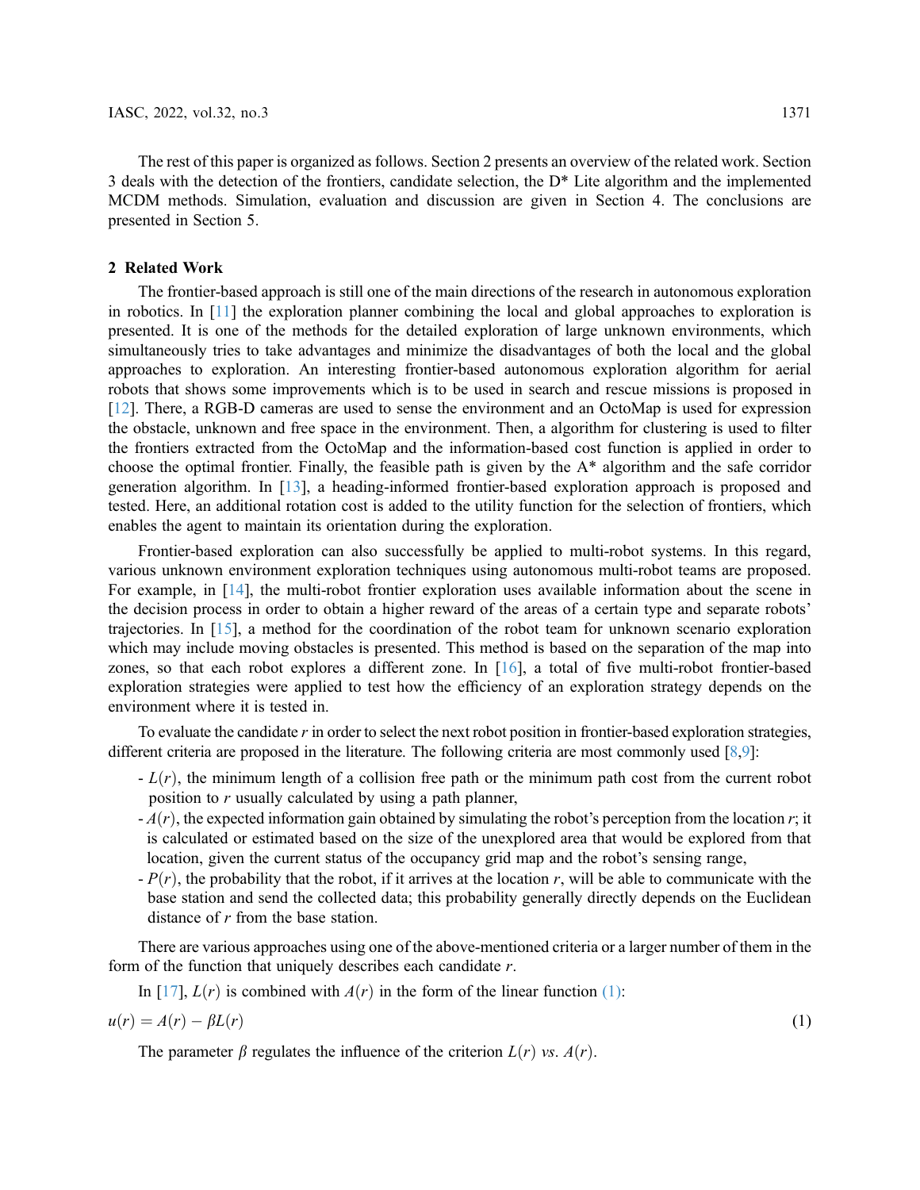The rest of this paper is organized as follows. Section 2 presents an overview of the related work. Section 3 deals with the detection of the frontiers, candidate selection, the D* Lite algorithm and the implemented MCDM methods. Simulation, evaluation and discussion are given in Section 4. The conclusions are presented in Section 5.

## 2 Related Work

The frontier-based approach is still one of the main directions of the research in autonomous exploration in robotics. In [11] the exploration planner combining the local and global approaches to exploration is presented. It is one of the methods for the detailed exploration of large unknown environments, which simultaneously tries to take advantages and minimize the disadvantages of both the local and the global approaches to exploration. An interesting frontier-based autonomous exploration algorithm for aerial robots that shows some improvements which is to be used in search and rescue missions is proposed in [12]. There, a RGB-D cameras are used to sense the environment and an OctoMap is used for expression the obstacle, unknown and free space in the environment. Then, a algorithm for clustering is used to filter the frontiers extracted from the OctoMap and the information-based cost function is applied in order to choose the optimal frontier. Finally, the feasible path is given by the A* algorithm and the safe corridor generation algorithm. In [13], a heading-informed frontier-based exploration approach is proposed and tested. Here, an additional rotation cost is added to the utility function for the selection of frontiers, which enables the agent to maintain its orientation during the exploration.

Frontier-based exploration can also successfully be applied to multi-robot systems. In this regard, various unknown environment exploration techniques using autonomous multi-robot teams are proposed. For example, in [14], the multi-robot frontier exploration uses available information about the scene in the decision process in order to obtain a higher reward of the areas of a certain type and separate robots' trajectories. In [15], a method for the coordination of the robot team for unknown scenario exploration which may include moving obstacles is presented. This method is based on the separation of the map into zones, so that each robot explores a different zone. In [16], a total of five multi-robot frontier-based exploration strategies were applied to test how the efficiency of an exploration strategy depends on the environment where it is tested in.

To evaluate the candidate $r$ in order to select the next robot position in frontier-based exploration strategies, different criteria are proposed in the literature. The following criteria are most commonly used [8,9]:

- $L(r)$, the minimum length of a collision free path or the minimum path cost from the current robot position to $r$ usually calculated by using a path planner,
- $A(r)$, the expected information gain obtained by simulating the robot's perception from the location $r$; it is calculated or estimated based on the size of the unexplored area that would be explored from that location, given the current status of the occupancy grid map and the robot's sensing range,
- $P(r)$, the probability that the robot, if it arrives at the location $r$, will be able to communicate with the base station and send the collected data; this probability generally directly depends on the Euclidean distance of $r$ from the base station.

There are various approaches using one of the above-mentioned criteria or a larger number of them in the form of the function that uniquely describes each candidate $r$.

In [17], $L(r)$ is combined with $A(r)$ in the form of the linear function (1):

$$u(r) = A(r) - \beta L(r) \tag{1}$$

The parameter $\beta$ regulates the influence of the criterion $L(r)$ *vs*. $A(r)$.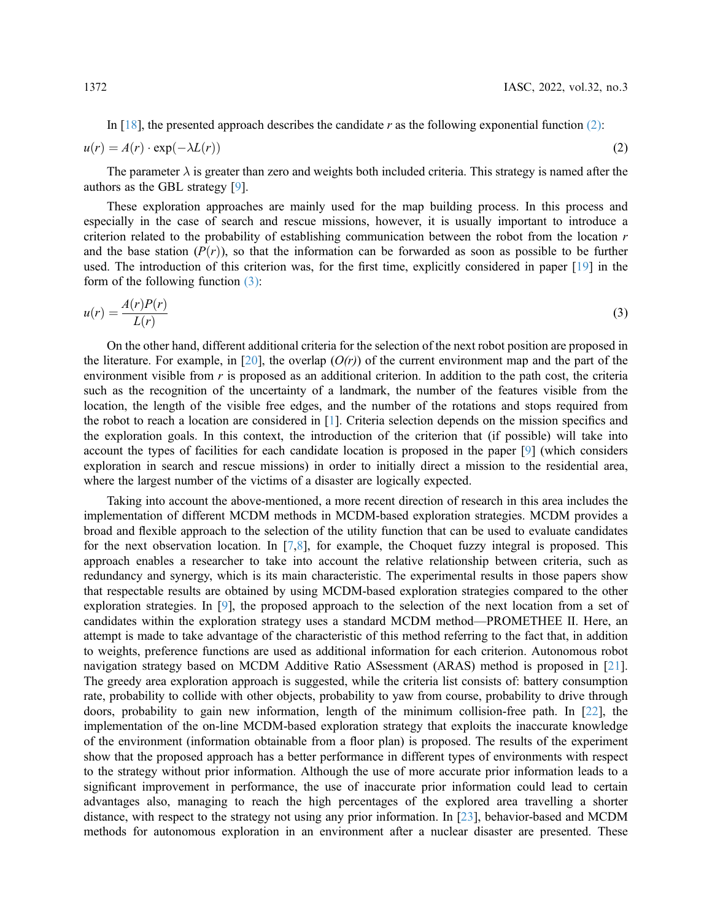In [18], the presented approach describes the candidate $r$ as the following exponential function (2):

$$u(r) = A(r) \cdot \exp(-\lambda L(r)) \tag{2}$$

The parameter $\lambda$ is greater than zero and weights both included criteria. This strategy is named after the authors as the GBL strategy [9].

These exploration approaches are mainly used for the map building process. In this process and especially in the case of search and rescue missions, however, it is usually important to introduce a criterion related to the probability of establishing communication between the robot from the location $r$ and the base station ($P(r)$), so that the information can be forwarded as soon as possible to be further used. The introduction of this criterion was, for the first time, explicitly considered in paper [19] in the form of the following function (3):

$$u(r) = \frac{A(r)P(r)}{L(r)} \tag{3}$$

On the other hand, different additional criteria for the selection of the next robot position are proposed in the literature. For example, in [20], the overlap (*O(r)*) of the current environment map and the part of the environment visible from $r$ is proposed as an additional criterion. In addition to the path cost, the criteria such as the recognition of the uncertainty of a landmark, the number of the features visible from the location, the length of the visible free edges, and the number of the rotations and stops required from the robot to reach a location are considered in [1]. Criteria selection depends on the mission specifics and the exploration goals. In this context, the introduction of the criterion that (if possible) will take into account the types of facilities for each candidate location is proposed in the paper [9] (which considers exploration in search and rescue missions) in order to initially direct a mission to the residential area, where the largest number of the victims of a disaster are logically expected.

Taking into account the above-mentioned, a more recent direction of research in this area includes the implementation of different MCDM methods in MCDM-based exploration strategies. MCDM provides a broad and flexible approach to the selection of the utility function that can be used to evaluate candidates for the next observation location. In [7,8], for example, the Choquet fuzzy integral is proposed. This approach enables a researcher to take into account the relative relationship between criteria, such as redundancy and synergy, which is its main characteristic. The experimental results in those papers show that respectable results are obtained by using MCDM-based exploration strategies compared to the other exploration strategies. In [9], the proposed approach to the selection of the next location from a set of candidates within the exploration strategy uses a standard MCDM method—PROMETHEE II. Here, an attempt is made to take advantage of the characteristic of this method referring to the fact that, in addition to weights, preference functions are used as additional information for each criterion. Autonomous robot navigation strategy based on MCDM Additive Ratio ASsessment (ARAS) method is proposed in [21]. The greedy area exploration approach is suggested, while the criteria list consists of: battery consumption rate, probability to collide with other objects, probability to yaw from course, probability to drive through doors, probability to gain new information, length of the minimum collision-free path. In [22], the implementation of the on-line MCDM-based exploration strategy that exploits the inaccurate knowledge of the environment (information obtainable from a floor plan) is proposed. The results of the experiment show that the proposed approach has a better performance in different types of environments with respect to the strategy without prior information. Although the use of more accurate prior information leads to a significant improvement in performance, the use of inaccurate prior information could lead to certain advantages also, managing to reach the high percentages of the explored area travelling a shorter distance, with respect to the strategy not using any prior information. In [23], behavior-based and MCDM methods for autonomous exploration in an environment after a nuclear disaster are presented. These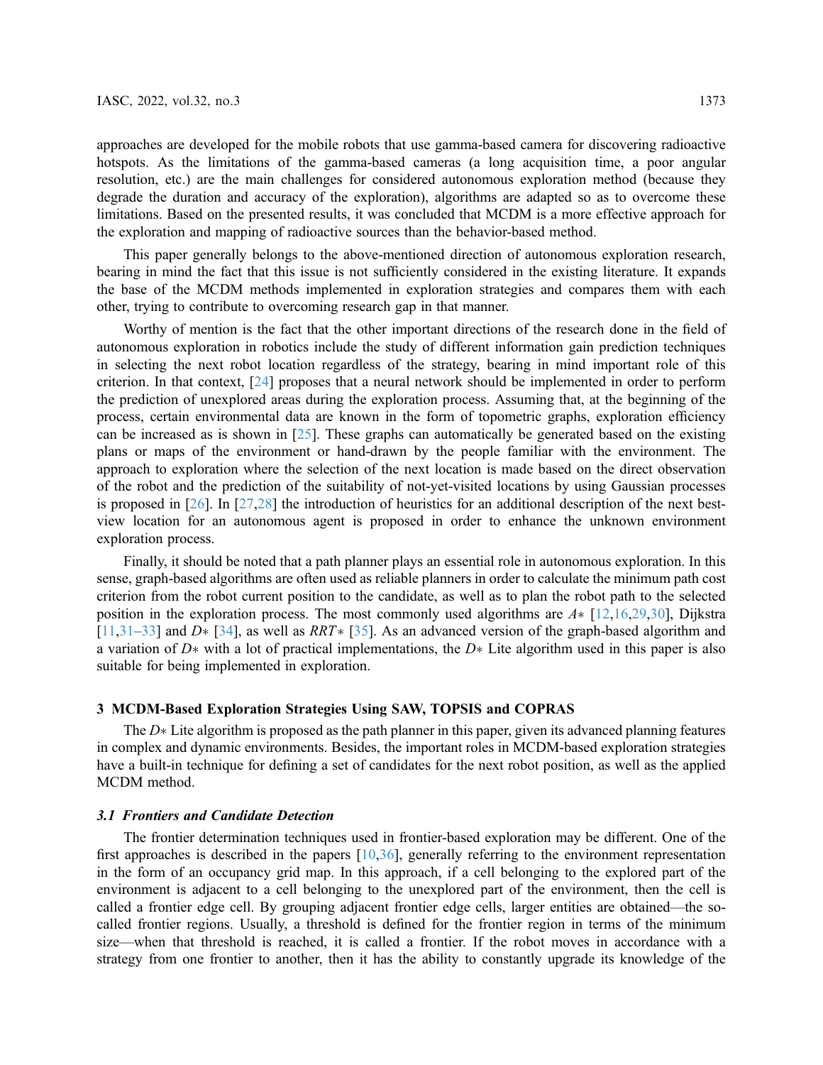approaches are developed for the mobile robots that use gamma-based camera for discovering radioactive hotspots. As the limitations of the gamma-based cameras (a long acquisition time, a poor angular resolution, etc.) are the main challenges for considered autonomous exploration method (because they degrade the duration and accuracy of the exploration), algorithms are adapted so as to overcome these limitations. Based on the presented results, it was concluded that MCDM is a more effective approach for the exploration and mapping of radioactive sources than the behavior-based method.

This paper generally belongs to the above-mentioned direction of autonomous exploration research, bearing in mind the fact that this issue is not sufficiently considered in the existing literature. It expands the base of the MCDM methods implemented in exploration strategies and compares them with each other, trying to contribute to overcoming research gap in that manner.

Worthy of mention is the fact that the other important directions of the research done in the field of autonomous exploration in robotics include the study of different information gain prediction techniques in selecting the next robot location regardless of the strategy, bearing in mind important role of this criterion. In that context, [24] proposes that a neural network should be implemented in order to perform the prediction of unexplored areas during the exploration process. Assuming that, at the beginning of the process, certain environmental data are known in the form of topometric graphs, exploration efficiency can be increased as is shown in [25]. These graphs can automatically be generated based on the existing plans or maps of the environment or hand-drawn by the people familiar with the environment. The approach to exploration where the selection of the next location is made based on the direct observation of the robot and the prediction of the suitability of not-yet-visited locations by using Gaussian processes is proposed in [26]. In [27,28] the introduction of heuristics for an additional description of the next best-view location for an autonomous agent is proposed in order to enhance the unknown environment exploration process.

Finally, it should be noted that a path planner plays an essential role in autonomous exploration. In this sense, graph-based algorithms are often used as reliable planners in order to calculate the minimum path cost criterion from the robot current position to the candidate, as well as to plan the robot path to the selected position in the exploration process. The most commonly used algorithms are $A*$ [12,16,29,30], Dijkstra [11,31–33] and $D*$ [34], as well as $RRT*$ [35]. As an advanced version of the graph-based algorithm and a variation of $D*$ with a lot of practical implementations, the $D*$ Lite algorithm used in this paper is also suitable for being implemented in exploration.

## 3 MCDM-Based Exploration Strategies Using SAW, TOPSIS and COPRAS

The $D*$ Lite algorithm is proposed as the path planner in this paper, given its advanced planning features in complex and dynamic environments. Besides, the important roles in MCDM-based exploration strategies have a built-in technique for defining a set of candidates for the next robot position, as well as the applied MCDM method.

### *3.1 Frontiers and Candidate Detection*

The frontier determination techniques used in frontier-based exploration may be different. One of the first approaches is described in the papers [10,36], generally referring to the environment representation in the form of an occupancy grid map. In this approach, if a cell belonging to the explored part of the environment is adjacent to a cell belonging to the unexplored part of the environment, then the cell is called a frontier edge cell. By grouping adjacent frontier edge cells, larger entities are obtained—the so-called frontier regions. Usually, a threshold is defined for the frontier region in terms of the minimum size—when that threshold is reached, it is called a frontier. If the robot moves in accordance with a strategy from one frontier to another, then it has the ability to constantly upgrade its knowledge of the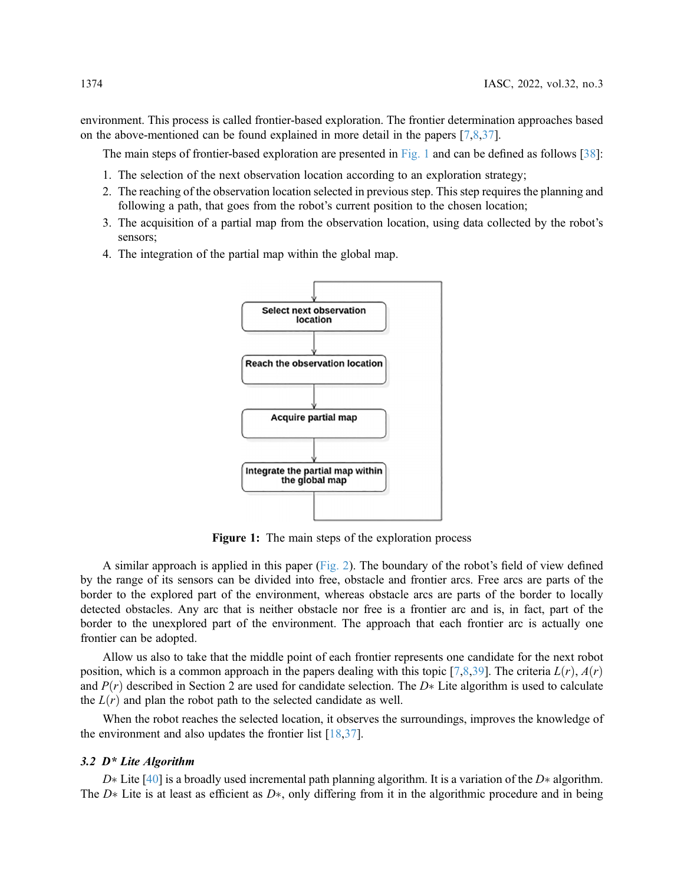environment. This process is called frontier-based exploration. The frontier determination approaches based on the above-mentioned can be found explained in more detail in the papers [7,8,37].

The main steps of frontier-based exploration are presented in Fig. 1 and can be defined as follows [38]:

1. The selection of the next observation location according to an exploration strategy;
2. The reaching of the observation location selected in previous step. This step requires the planning and following a path, that goes from the robot's current position to the chosen location;
3. The acquisition of a partial map from the observation location, using data collected by the robot's sensors;
4. The integration of the partial map within the global map.

Select next observation location

Reach the observation location

Acquire partial map

Integrate the partial map within the global map

**Figure 1:** The main steps of the exploration process

A similar approach is applied in this paper (Fig. 2). The boundary of the robot's field of view defined by the range of its sensors can be divided into free, obstacle and frontier arcs. Free arcs are parts of the border to the explored part of the environment, whereas obstacle arcs are parts of the border to locally detected obstacles. Any arc that is neither obstacle nor free is a frontier arc and is, in fact, part of the border to the unexplored part of the environment. The approach that each frontier arc is actually one frontier can be adopted.

Allow us also to take that the middle point of each frontier represents one candidate for the next robot position, which is a common approach in the papers dealing with this topic [7,8,39]. The criteria $L(r)$, $A(r)$ and $P(r)$ described in Section 2 are used for candidate selection. The $D*$ Lite algorithm is used to calculate the $L(r)$ and plan the robot path to the selected candidate as well.

When the robot reaches the selected location, it observes the surroundings, improves the knowledge of the environment and also updates the frontier list [18,37].

### 3.2 *D\* Lite Algorithm*

$D*$ Lite [40] is a broadly used incremental path planning algorithm. It is a variation of the $D*$ algorithm. The $D*$ Lite is at least as efficient as $D*$, only differing from it in the algorithmic procedure and in being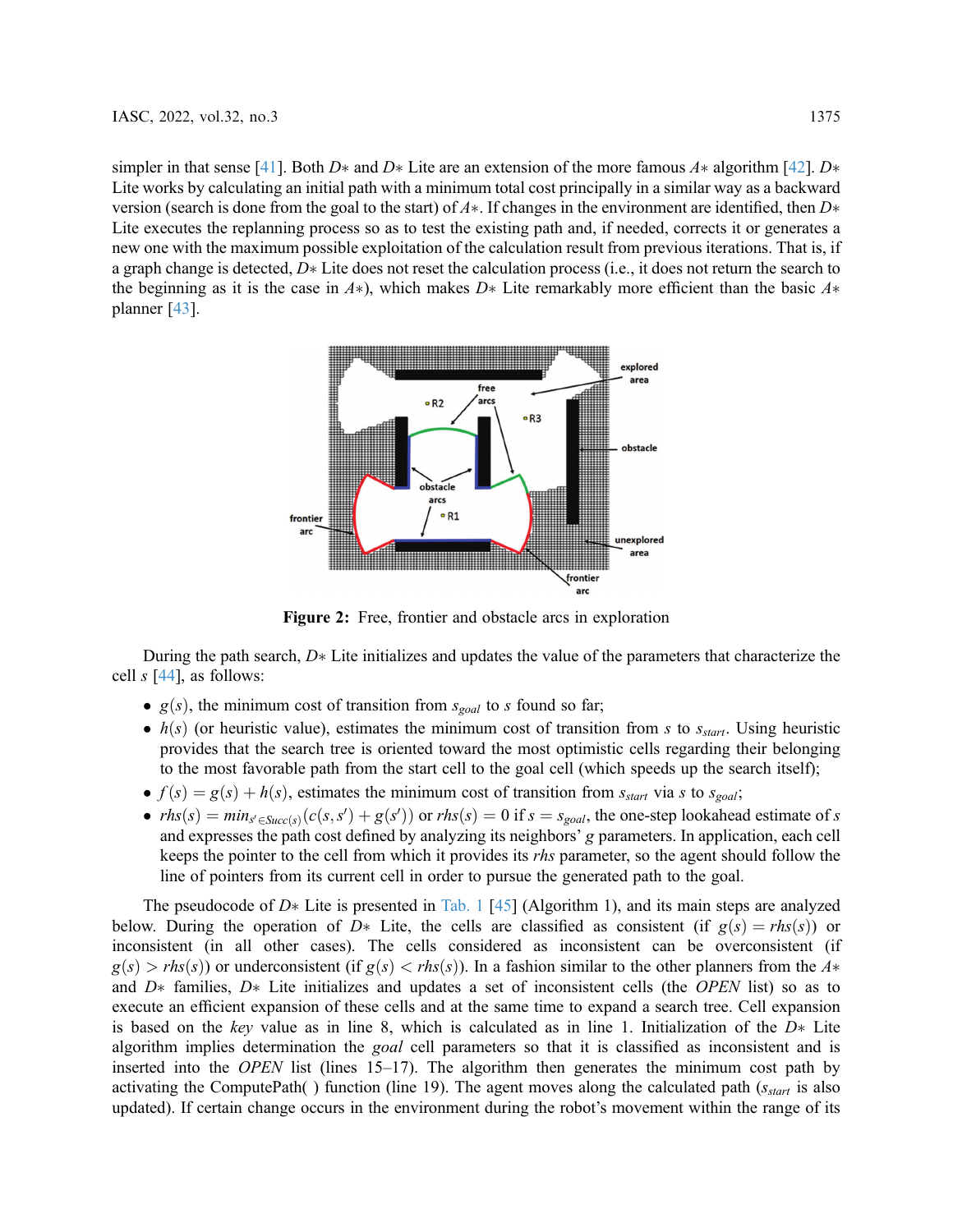simpler in that sense [41]. Both $D*$ and $D*$ Lite are an extension of the more famous $A*$ algorithm [42]. $D*$ Lite works by calculating an initial path with a minimum total cost principally in a similar way as a backward version (search is done from the goal to the start) of $A*$. If changes in the environment are identified, then $D*$ Lite executes the replanning process so as to test the existing path and, if needed, corrects it or generates a new one with the maximum possible exploitation of the calculation result from previous iterations. That is, if a graph change is detected, $D*$ Lite does not reset the calculation process (i.e., it does not return the search to the beginning as it is the case in $A*$), which makes $D*$ Lite remarkably more efficient than the basic $A*$ planner [43].

**Figure 2:** Free, frontier and obstacle arcs in exploration

During the path search, $D*$ Lite initializes and updates the value of the parameters that characterize the cell $s$ [44], as follows:

- $g(s)$, the minimum cost of transition from $s_{goal}$ to $s$ found so far;
- $h(s)$ (or heuristic value), estimates the minimum cost of transition from $s$ to $s_{start}$. Using heuristic provides that the search tree is oriented toward the most optimistic cells regarding their belonging to the most favorable path from the start cell to the goal cell (which speeds up the search itself);
- $f(s) = g(s) + h(s)$, estimates the minimum cost of transition from $s_{start}$ via $s$ to $s_{goal}$;
- $rhs(s) = min_{s' \in Succ(s)}(c(s, s') + g(s'))$ or $rhs(s) = 0$ if $s = s_{goal}$, the one-step lookahead estimate of $s$ and expresses the path cost defined by analyzing its neighbors' $g$ parameters. In application, each cell keeps the pointer to the cell from which it provides its $rhs$ parameter, so the agent should follow the line of pointers from its current cell in order to pursue the generated path to the goal.

The pseudocode of $D*$ Lite is presented in Tab. 1 [45] (Algorithm 1), and its main steps are analyzed below. During the operation of $D*$ Lite, the cells are classified as consistent (if $g(s) = rhs(s)$) or inconsistent (in all other cases). The cells considered as inconsistent can be overconsistent (if $g(s) > rhs(s)$) or underconsistent (if $g(s) < rhs(s)$). In a fashion similar to the other planners from the $A*$ and $D*$ families, $D*$ Lite initializes and updates a set of inconsistent cells (the *OPEN* list) so as to execute an efficient expansion of these cells and at the same time to expand a search tree. Cell expansion is based on the *key* value as in line 8, which is calculated as in line 1. Initialization of the $D*$ Lite algorithm implies determination the *goal* cell parameters so that it is classified as inconsistent and is inserted into the *OPEN* list (lines 15–17). The algorithm then generates the minimum cost path by activating the ComputePath( ) function (line 19). The agent moves along the calculated path ($s_{start}$ is also updated). If certain change occurs in the environment during the robot's movement within the range of its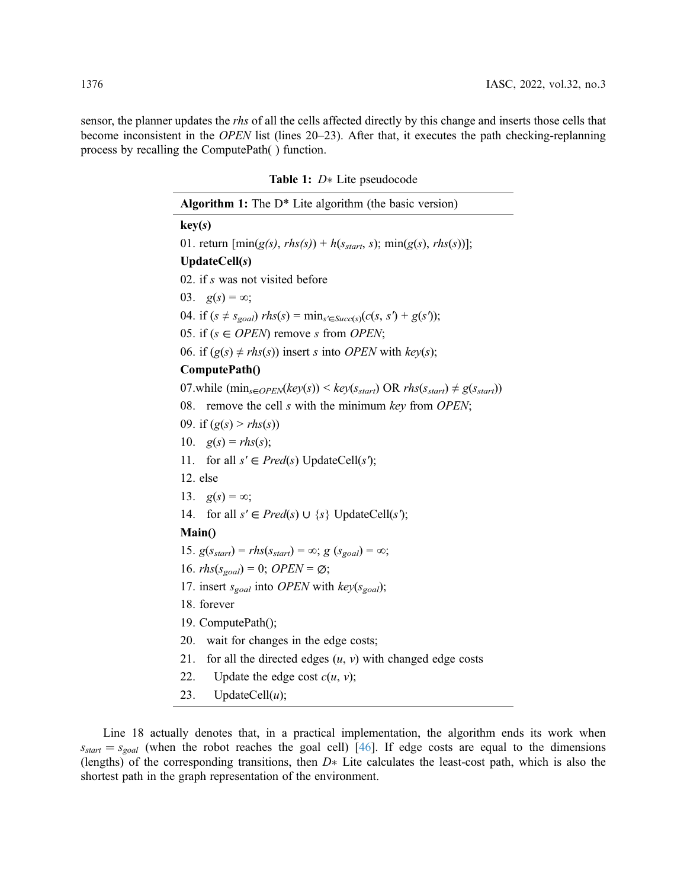sensor, the planner updates the *rhs* of all the cells affected directly by this change and inserts those cells that become inconsistent in the *OPEN* list (lines 20–23). After that, it executes the path checking-replanning process by recalling the ComputePath( ) function.

**Table 1:** $D*$ Lite pseudocode

**Algorithm 1:** The D* Lite algorithm (the basic version)

**key(*s*)**

01. return [min($g(s)$, $rhs(s)$) + $h(s_{start}, s)$; min($g(s)$, $rhs(s)$)];

**UpdateCell(*s*)**

02. if $s$ was not visited before

03. $g(s) = \infty$;

04. if ($s \neq s_{goal}$) $rhs(s) = \min_{s' \in Succ(s)}(c(s, s') + g(s'))$;

05. if ($s \in OPEN$) remove $s$ from $OPEN$;

06. if ($g(s) \neq rhs(s)$) insert $s$ into $OPEN$ with $key(s)$;

**ComputePath()**

07.while ($\min_{s \in OPEN}(key(s)) < key(s_{start})$ OR $rhs(s_{start}) \neq g(s_{start})$)

08. remove the cell $s$ with the minimum $key$ from $OPEN$;

09. if ($g(s) > rhs(s)$)

10. $g(s) = rhs(s)$;

11. for all $s' \in Pred(s)$ UpdateCell($s'$);

12. else

13. $g(s) = \infty$;

14. for all $s' \in Pred(s) \cup \{s\}$ UpdateCell($s'$);

**Main()**

15. $g(s_{start}) = rhs(s_{start}) = \infty$; $g(s_{goal}) = \infty$;

16. $rhs(s_{goal}) = 0$; $OPEN = \varnothing$;

17. insert $s_{goal}$ into $OPEN$ with $key(s_{goal})$;

18. forever

19. ComputePath();

20. wait for changes in the edge costs;

21. for all the directed edges ($u$, $v$) with changed edge costs

22. Update the edge cost $c(u, v)$;

23. UpdateCell($u$);

Line 18 actually denotes that, in a practical implementation, the algorithm ends its work when $s_{start} = s_{goal}$ (when the robot reaches the goal cell) [46]. If edge costs are equal to the dimensions (lengths) of the corresponding transitions, then $D*$ Lite calculates the least-cost path, which is also the shortest path in the graph representation of the environment.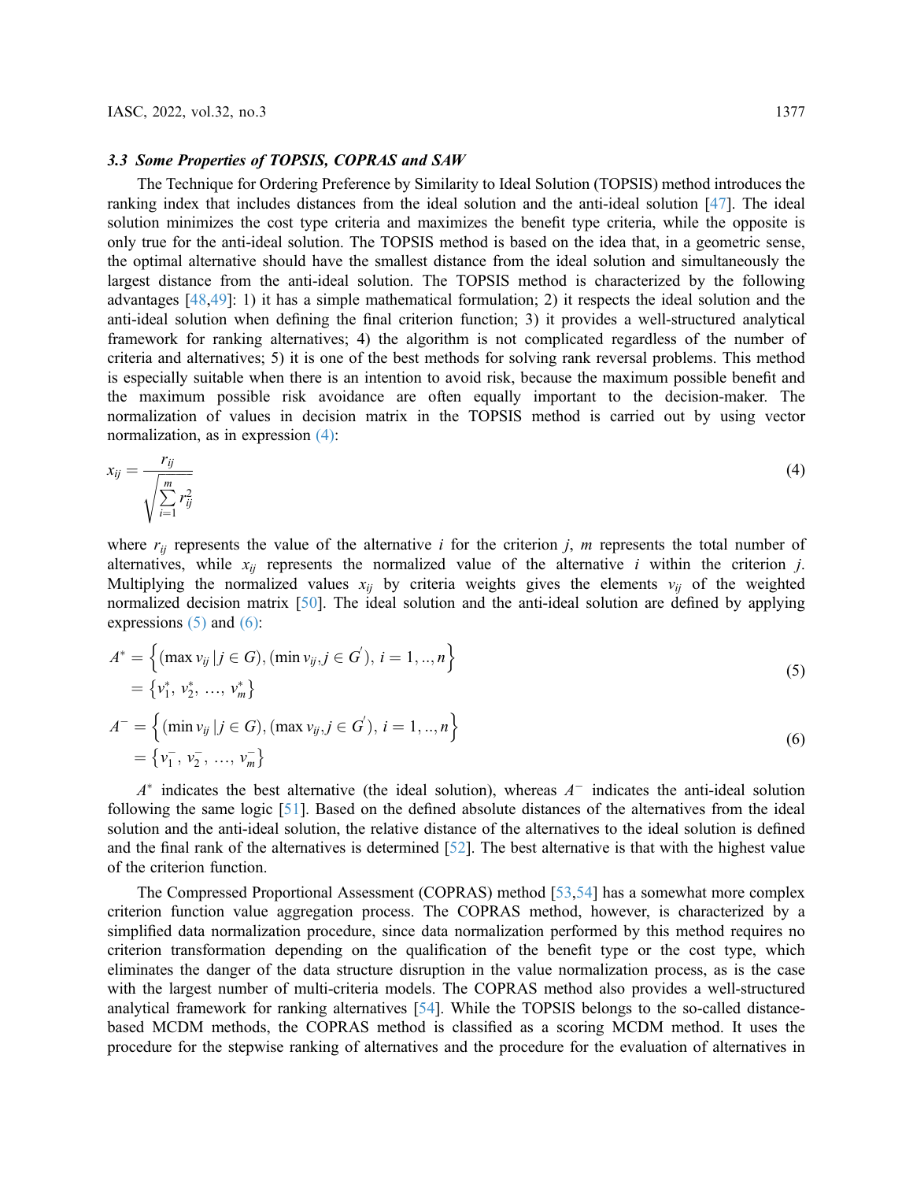### 3.3 Some Properties of TOPSIS, COPRAS and SAW

The Technique for Ordering Preference by Similarity to Ideal Solution (TOPSIS) method introduces the ranking index that includes distances from the ideal solution and the anti-ideal solution [47]. The ideal solution minimizes the cost type criteria and maximizes the benefit type criteria, while the opposite is only true for the anti-ideal solution. The TOPSIS method is based on the idea that, in a geometric sense, the optimal alternative should have the smallest distance from the ideal solution and simultaneously the largest distance from the anti-ideal solution. The TOPSIS method is characterized by the following advantages [48,49]: 1) it has a simple mathematical formulation; 2) it respects the ideal solution and the anti-ideal solution when defining the final criterion function; 3) it provides a well-structured analytical framework for ranking alternatives; 4) the algorithm is not complicated regardless of the number of criteria and alternatives; 5) it is one of the best methods for solving rank reversal problems. This method is especially suitable when there is an intention to avoid risk, because the maximum possible benefit and the maximum possible risk avoidance are often equally important to the decision-maker. The normalization of values in decision matrix in the TOPSIS method is carried out by using vector normalization, as in expression (4):

$$x_{ij} = \frac{r_{ij}}{\sqrt{\sum_{i=1}^{m} r_{ij}^2}} \tag{4}$$

where $r_{ij}$ represents the value of the alternative $i$ for the criterion $j$, $m$ represents the total number of alternatives, while $x_{ij}$ represents the normalized value of the alternative $i$ within the criterion $j$. Multiplying the normalized values $x_{ij}$ by criteria weights gives the elements $v_{ij}$ of the weighted normalized decision matrix [50]. The ideal solution and the anti-ideal solution are defined by applying expressions (5) and (6):

$$\begin{aligned} A^* &= \left\{ (\max v_{ij} \,|\, j \in G), (\min v_{ij}, j \in G^{'}),\, i = 1,..,n \right\} \\ &= \left\{ v_1^*,\, v_2^*,\, \ldots,\, v_m^* \right\} \end{aligned} \tag{5}$$

$$\begin{aligned} A^- &= \left\{ (\min v_{ij} \,|\, j \in G), (\max v_{ij}, j \in G^{'}),\, i = 1,..,n \right\} \\ &= \left\{ v_1^-,\, v_2^-,\, \ldots,\, v_m^- \right\} \end{aligned} \tag{6}$$

$A^*$ indicates the best alternative (the ideal solution), whereas $A^-$ indicates the anti-ideal solution following the same logic [51]. Based on the defined absolute distances of the alternatives from the ideal solution and the anti-ideal solution, the relative distance of the alternatives to the ideal solution is defined and the final rank of the alternatives is determined [52]. The best alternative is that with the highest value of the criterion function.

The Compressed Proportional Assessment (COPRAS) method [53,54] has a somewhat more complex criterion function value aggregation process. The COPRAS method, however, is characterized by a simplified data normalization procedure, since data normalization performed by this method requires no criterion transformation depending on the qualification of the benefit type or the cost type, which eliminates the danger of the data structure disruption in the value normalization process, as is the case with the largest number of multi-criteria models. The COPRAS method also provides a well-structured analytical framework for ranking alternatives [54]. While the TOPSIS belongs to the so-called distance-based MCDM methods, the COPRAS method is classified as a scoring MCDM method. It uses the procedure for the stepwise ranking of alternatives and the procedure for the evaluation of alternatives in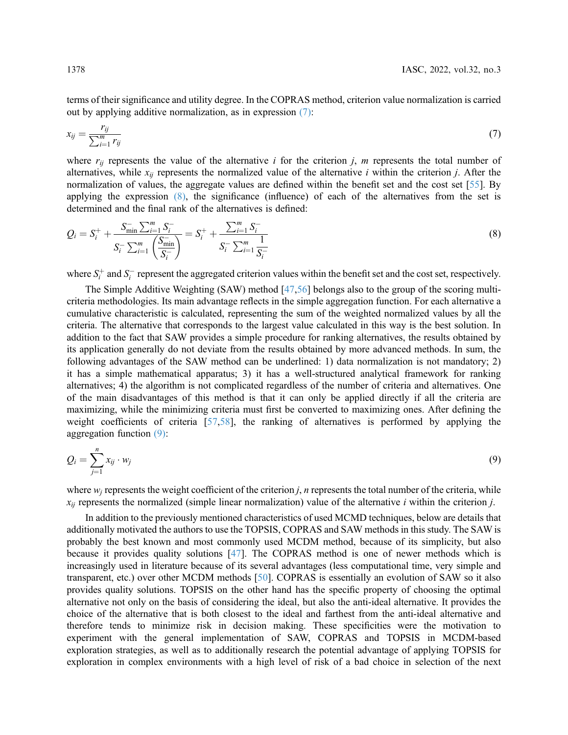terms of their significance and utility degree. In the COPRAS method, criterion value normalization is carried out by applying additive normalization, as in expression (7):

$$x_{ij} = \frac{r_{ij}}{\sum_{i=1}^{m} r_{ij}} \tag{7}$$

where $r_{ij}$ represents the value of the alternative $i$ for the criterion $j$, $m$ represents the total number of alternatives, while $x_{ij}$ represents the normalized value of the alternative $i$ within the criterion $j$. After the normalization of values, the aggregate values are defined within the benefit set and the cost set [55]. By applying the expression (8), the significance (influence) of each of the alternatives from the set is determined and the final rank of the alternatives is defined:

$$Q_i = S_i^+ + \frac{S_{\min}^- \sum_{i=1}^{m} S_i^-}{S_i^- \sum_{i=1}^{m} \left( \frac{S_{\min}^-}{S_i^-} \right)} = S_i^+ + \frac{\sum_{i=1}^{m} S_i^-}{S_i^- \sum_{i=1}^{m} \frac{1}{S_i^-}} \tag{8}$$

where $S_i^+$ and $S_i^-$ represent the aggregated criterion values within the benefit set and the cost set, respectively.

The Simple Additive Weighting (SAW) method [47,56] belongs also to the group of the scoring multi-criteria methodologies. Its main advantage reflects in the simple aggregation function. For each alternative a cumulative characteristic is calculated, representing the sum of the weighted normalized values by all the criteria. The alternative that corresponds to the largest value calculated in this way is the best solution. In addition to the fact that SAW provides a simple procedure for ranking alternatives, the results obtained by its application generally do not deviate from the results obtained by more advanced methods. In sum, the following advantages of the SAW method can be underlined: 1) data normalization is not mandatory; 2) it has a simple mathematical apparatus; 3) it has a well-structured analytical framework for ranking alternatives; 4) the algorithm is not complicated regardless of the number of criteria and alternatives. One of the main disadvantages of this method is that it can only be applied directly if all the criteria are maximizing, while the minimizing criteria must first be converted to maximizing ones. After defining the weight coefficients of criteria [57,58], the ranking of alternatives is performed by applying the aggregation function (9):

$$Q_i = \sum_{j=1}^{n} x_{ij} \cdot w_j \tag{9}$$

where $w_j$ represents the weight coefficient of the criterion $j$, $n$ represents the total number of the criteria, while $x_{ij}$ represents the normalized (simple linear normalization) value of the alternative $i$ within the criterion $j$.

In addition to the previously mentioned characteristics of used MCMD techniques, below are details that additionally motivated the authors to use the TOPSIS, COPRAS and SAW methods in this study. The SAW is probably the best known and most commonly used MCDM method, because of its simplicity, but also because it provides quality solutions [47]. The COPRAS method is one of newer methods which is increasingly used in literature because of its several advantages (less computational time, very simple and transparent, etc.) over other MCDM methods [50]. COPRAS is essentially an evolution of SAW so it also provides quality solutions. TOPSIS on the other hand has the specific property of choosing the optimal alternative not only on the basis of considering the ideal, but also the anti-ideal alternative. It provides the choice of the alternative that is both closest to the ideal and farthest from the anti-ideal alternative and therefore tends to minimize risk in decision making. These specificities were the motivation to experiment with the general implementation of SAW, COPRAS and TOPSIS in MCDM-based exploration strategies, as well as to additionally research the potential advantage of applying TOPSIS for exploration in complex environments with a high level of risk of a bad choice in selection of the next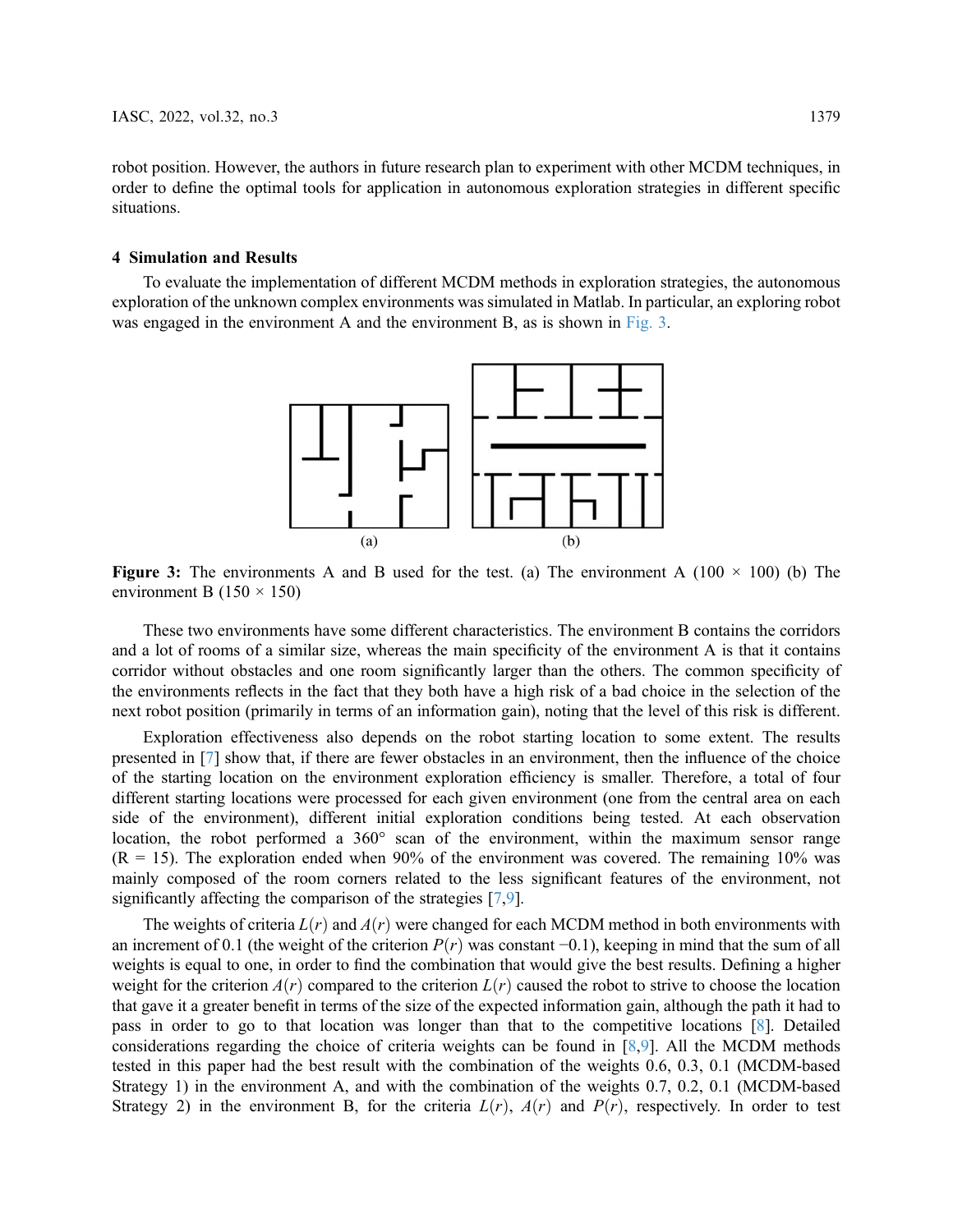robot position. However, the authors in future research plan to experiment with other MCDM techniques, in order to define the optimal tools for application in autonomous exploration strategies in different specific situations.

## 4 Simulation and Results

To evaluate the implementation of different MCDM methods in exploration strategies, the autonomous exploration of the unknown complex environments was simulated in Matlab. In particular, an exploring robot was engaged in the environment A and the environment B, as is shown in Fig. 3.

**Figure 3:** The environments A and B used for the test. (a) The environment A (100 × 100) (b) The environment B (150 × 150)

These two environments have some different characteristics. The environment B contains the corridors and a lot of rooms of a similar size, whereas the main specificity of the environment A is that it contains corridor without obstacles and one room significantly larger than the others. The common specificity of the environments reflects in the fact that they both have a high risk of a bad choice in the selection of the next robot position (primarily in terms of an information gain), noting that the level of this risk is different.

Exploration effectiveness also depends on the robot starting location to some extent. The results presented in [7] show that, if there are fewer obstacles in an environment, then the influence of the choice of the starting location on the environment exploration efficiency is smaller. Therefore, a total of four different starting locations were processed for each given environment (one from the central area on each side of the environment), different initial exploration conditions being tested. At each observation location, the robot performed a 360° scan of the environment, within the maximum sensor range (R = 15). The exploration ended when 90% of the environment was covered. The remaining 10% was mainly composed of the room corners related to the less significant features of the environment, not significantly affecting the comparison of the strategies [7,9].

The weights of criteria $L(r)$ and $A(r)$ were changed for each MCDM method in both environments with an increment of 0.1 (the weight of the criterion $P(r)$ was constant −0.1), keeping in mind that the sum of all weights is equal to one, in order to find the combination that would give the best results. Defining a higher weight for the criterion $A(r)$ compared to the criterion $L(r)$ caused the robot to strive to choose the location that gave it a greater benefit in terms of the size of the expected information gain, although the path it had to pass in order to go to that location was longer than that to the competitive locations [8]. Detailed considerations regarding the choice of criteria weights can be found in [8,9]. All the MCDM methods tested in this paper had the best result with the combination of the weights 0.6, 0.3, 0.1 (MCDM-based Strategy 1) in the environment A, and with the combination of the weights 0.7, 0.2, 0.1 (MCDM-based Strategy 2) in the environment B, for the criteria $L(r)$, $A(r)$ and $P(r)$, respectively. In order to test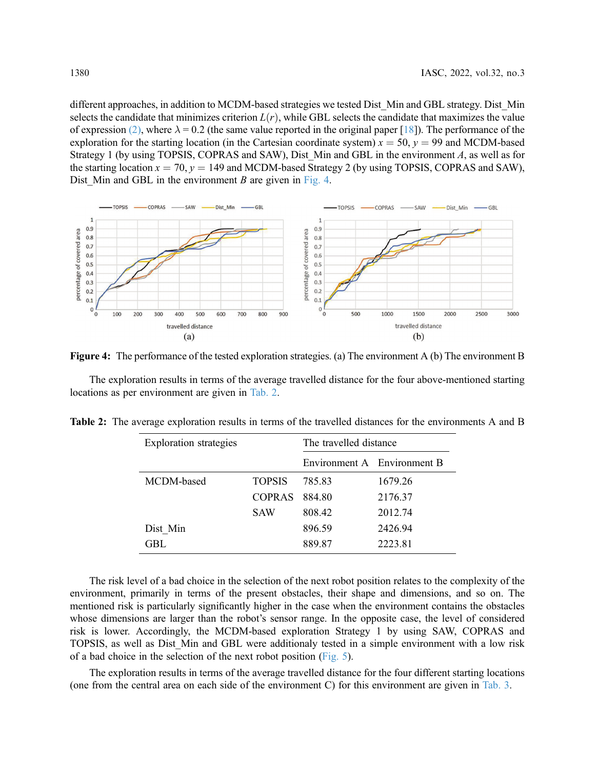different approaches, in addition to MCDM-based strategies we tested Dist_Min and GBL strategy. Dist_Min selects the candidate that minimizes criterion $L(r)$, while GBL selects the candidate that maximizes the value of expression (2), where $\lambda = 0.2$ (the same value reported in the original paper [18]). The performance of the exploration for the starting location (in the Cartesian coordinate system) $x = 50$, $y = 99$ and MCDM-based Strategy 1 (by using TOPSIS, COPRAS and SAW), Dist_Min and GBL in the environment $A$, as well as for the starting location $x = 70$, $y = 149$ and MCDM-based Strategy 2 (by using TOPSIS, COPRAS and SAW), Dist_Min and GBL in the environment $B$ are given in Fig. 4.

**Figure 4:** The performance of the tested exploration strategies. (a) The environment A (b) The environment B

The exploration results in terms of the average travelled distance for the four above-mentioned starting locations as per environment are given in Tab. 2.

**Table 2:** The average exploration results in terms of the travelled distances for the environments A and B

| Exploration strategies | | The travelled distance | |
|---|---|---|---|
| | | Environment A | Environment B |
| MCDM-based | TOPSIS | 785.83 | 1679.26 |
| | COPRAS | 884.80 | 2176.37 |
| | SAW | 808.42 | 2012.74 |
| Dist_Min | | 896.59 | 2426.94 |
| GBL | | 889.87 | 2223.81 |

The risk level of a bad choice in the selection of the next robot position relates to the complexity of the environment, primarily in terms of the present obstacles, their shape and dimensions, and so on. The mentioned risk is particularly significantly higher in the case when the environment contains the obstacles whose dimensions are larger than the robot's sensor range. In the opposite case, the level of considered risk is lower. Accordingly, the MCDM-based exploration Strategy 1 by using SAW, COPRAS and TOPSIS, as well as Dist_Min and GBL were additionaly tested in a simple environment with a low risk of a bad choice in the selection of the next robot position (Fig. 5).

The exploration results in terms of the average travelled distance for the four different starting locations (one from the central area on each side of the environment C) for this environment are given in Tab. 3.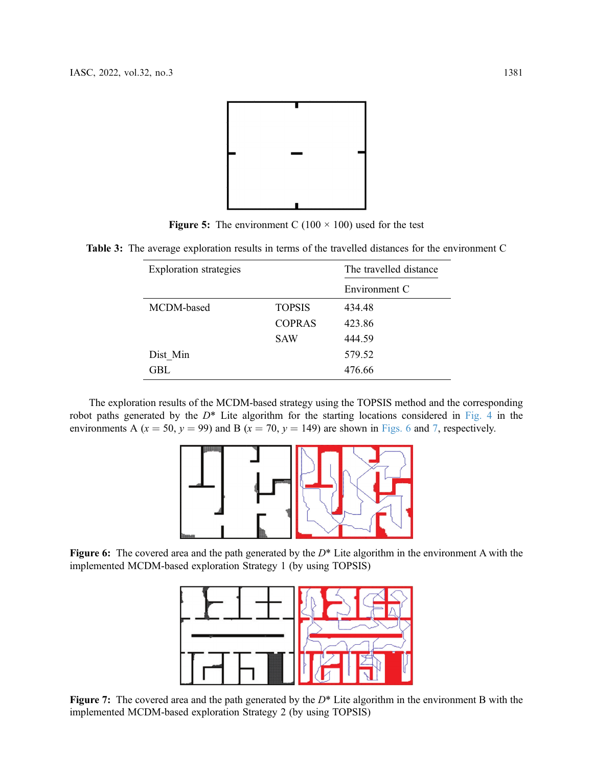Figure 5: The environment C (100 × 100) used for the test

Table 3: The average exploration results in terms of the travelled distances for the environment C

| Exploration strategies | | The travelled distance |
|---|---|---|
| | | Environment C |
| MCDM-based | TOPSIS | 434.48 |
| | COPRAS | 423.86 |
| | SAW | 444.59 |
| Dist_Min | | 579.52 |
| GBL | | 476.66 |

The exploration results of the MCDM-based strategy using the TOPSIS method and the corresponding robot paths generated by the $D^*$ Lite algorithm for the starting locations considered in Fig. 4 in the environments A ($x = 50$, $y = 99$) and B ($x = 70$, $y = 149$) are shown in Figs. 6 and 7, respectively.

Figure 6: The covered area and the path generated by the $D^*$ Lite algorithm in the environment A with the implemented MCDM-based exploration Strategy 1 (by using TOPSIS)

Figure 7: The covered area and the path generated by the $D^*$ Lite algorithm in the environment B with the implemented MCDM-based exploration Strategy 2 (by using TOPSIS)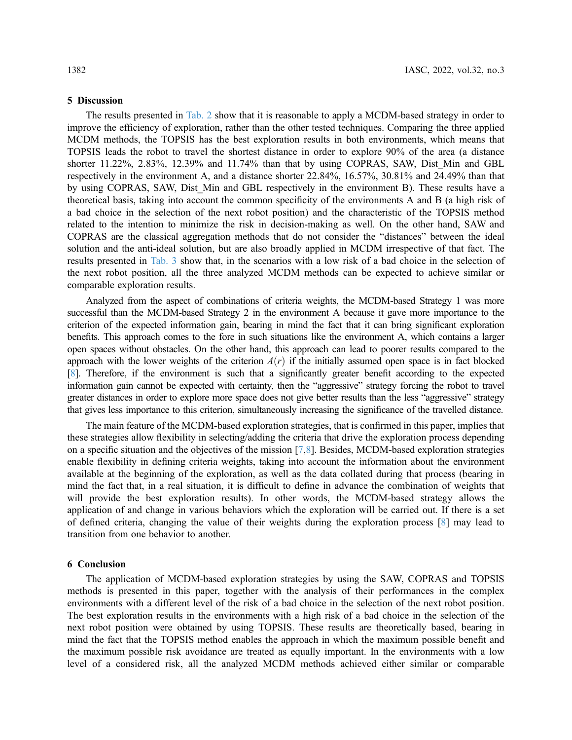## 5 Discussion

The results presented in Tab. 2 show that it is reasonable to apply a MCDM-based strategy in order to improve the efficiency of exploration, rather than the other tested techniques. Comparing the three applied MCDM methods, the TOPSIS has the best exploration results in both environments, which means that TOPSIS leads the robot to travel the shortest distance in order to explore 90% of the area (a distance shorter 11.22%, 2.83%, 12.39% and 11.74% than that by using COPRAS, SAW, Dist_Min and GBL respectively in the environment A, and a distance shorter 22.84%, 16.57%, 30.81% and 24.49% than that by using COPRAS, SAW, Dist_Min and GBL respectively in the environment B). These results have a theoretical basis, taking into account the common specificity of the environments A and B (a high risk of a bad choice in the selection of the next robot position) and the characteristic of the TOPSIS method related to the intention to minimize the risk in decision-making as well. On the other hand, SAW and COPRAS are the classical aggregation methods that do not consider the "distances" between the ideal solution and the anti-ideal solution, but are also broadly applied in MCDM irrespective of that fact. The results presented in Tab. 3 show that, in the scenarios with a low risk of a bad choice in the selection of the next robot position, all the three analyzed MCDM methods can be expected to achieve similar or comparable exploration results.

Analyzed from the aspect of combinations of criteria weights, the MCDM-based Strategy 1 was more successful than the MCDM-based Strategy 2 in the environment A because it gave more importance to the criterion of the expected information gain, bearing in mind the fact that it can bring significant exploration benefits. This approach comes to the fore in such situations like the environment A, which contains a larger open spaces without obstacles. On the other hand, this approach can lead to poorer results compared to the approach with the lower weights of the criterion $A(r)$ if the initially assumed open space is in fact blocked [8]. Therefore, if the environment is such that a significantly greater benefit according to the expected information gain cannot be expected with certainty, then the "aggressive" strategy forcing the robot to travel greater distances in order to explore more space does not give better results than the less "aggressive" strategy that gives less importance to this criterion, simultaneously increasing the significance of the travelled distance.

The main feature of the MCDM-based exploration strategies, that is confirmed in this paper, implies that these strategies allow flexibility in selecting/adding the criteria that drive the exploration process depending on a specific situation and the objectives of the mission [7,8]. Besides, MCDM-based exploration strategies enable flexibility in defining criteria weights, taking into account the information about the environment available at the beginning of the exploration, as well as the data collated during that process (bearing in mind the fact that, in a real situation, it is difficult to define in advance the combination of weights that will provide the best exploration results). In other words, the MCDM-based strategy allows the application of and change in various behaviors which the exploration will be carried out. If there is a set of defined criteria, changing the value of their weights during the exploration process [8] may lead to transition from one behavior to another.

## 6 Conclusion

The application of MCDM-based exploration strategies by using the SAW, COPRAS and TOPSIS methods is presented in this paper, together with the analysis of their performances in the complex environments with a different level of the risk of a bad choice in the selection of the next robot position. The best exploration results in the environments with a high risk of a bad choice in the selection of the next robot position were obtained by using TOPSIS. These results are theoretically based, bearing in mind the fact that the TOPSIS method enables the approach in which the maximum possible benefit and the maximum possible risk avoidance are treated as equally important. In the environments with a low level of a considered risk, all the analyzed MCDM methods achieved either similar or comparable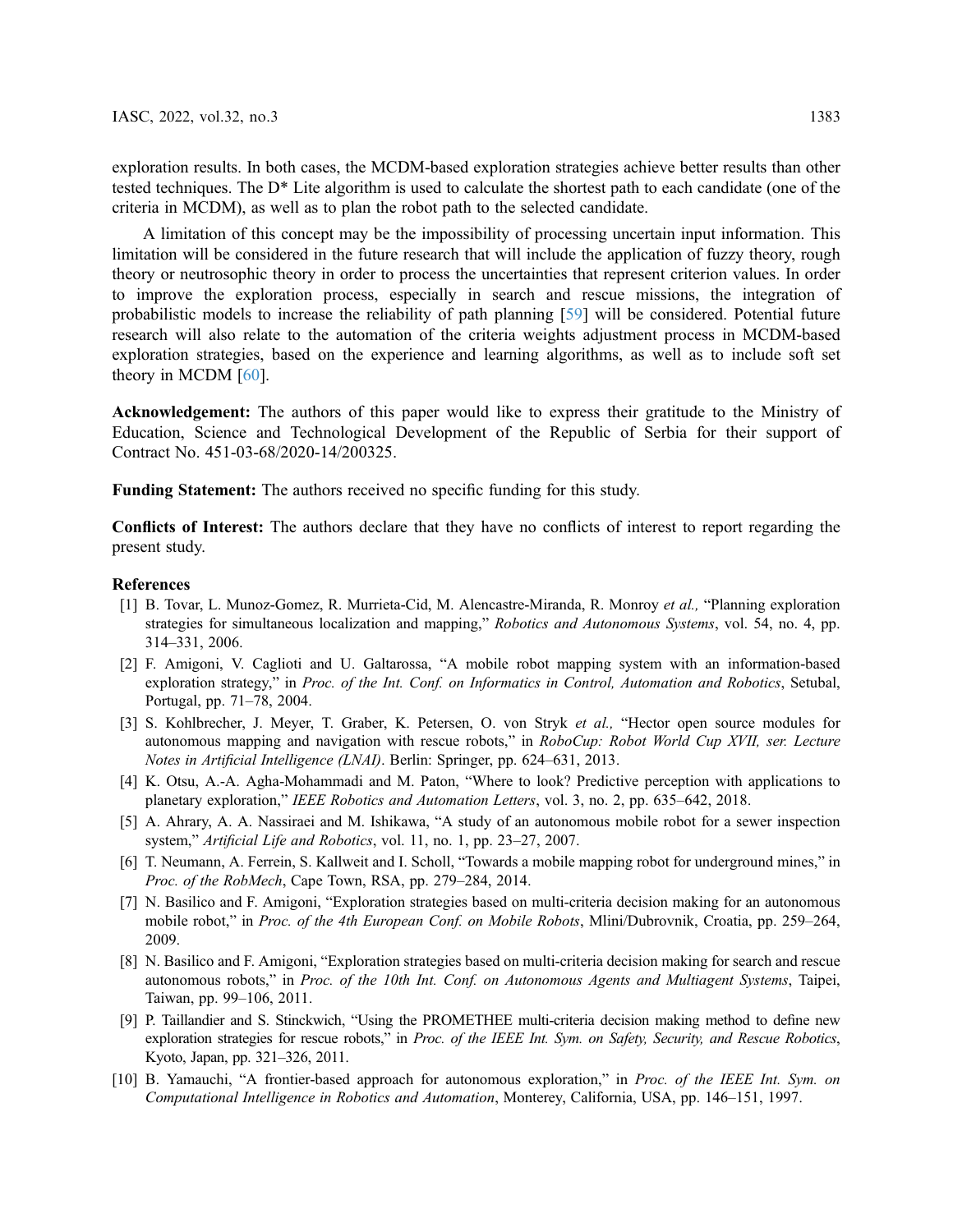exploration results. In both cases, the MCDM-based exploration strategies achieve better results than other tested techniques. The D* Lite algorithm is used to calculate the shortest path to each candidate (one of the criteria in MCDM), as well as to plan the robot path to the selected candidate.

A limitation of this concept may be the impossibility of processing uncertain input information. This limitation will be considered in the future research that will include the application of fuzzy theory, rough theory or neutrosophic theory in order to process the uncertainties that represent criterion values. In order to improve the exploration process, especially in search and rescue missions, the integration of probabilistic models to increase the reliability of path planning [59] will be considered. Potential future research will also relate to the automation of the criteria weights adjustment process in MCDM-based exploration strategies, based on the experience and learning algorithms, as well as to include soft set theory in MCDM [60].

**Acknowledgement:** The authors of this paper would like to express their gratitude to the Ministry of Education, Science and Technological Development of the Republic of Serbia for their support of Contract No. 451-03-68/2020-14/200325.

**Funding Statement:** The authors received no specific funding for this study.

**Conflicts of Interest:** The authors declare that they have no conflicts of interest to report regarding the present study.

## References

[1] B. Tovar, L. Munoz-Gomez, R. Murrieta-Cid, M. Alencastre-Miranda, R. Monroy *et al.,* "Planning exploration strategies for simultaneous localization and mapping," *Robotics and Autonomous Systems*, vol. 54, no. 4, pp. 314–331, 2006.

[2] F. Amigoni, V. Caglioti and U. Galtarossa, "A mobile robot mapping system with an information-based exploration strategy," in *Proc. of the Int. Conf. on Informatics in Control, Automation and Robotics*, Setubal, Portugal, pp. 71–78, 2004.

[3] S. Kohlbrecher, J. Meyer, T. Graber, K. Petersen, O. von Stryk *et al.,* "Hector open source modules for autonomous mapping and navigation with rescue robots," in *RoboCup: Robot World Cup XVII, ser. Lecture Notes in Artificial Intelligence (LNAI)*. Berlin: Springer, pp. 624–631, 2013.

[4] K. Otsu, A.-A. Agha-Mohammadi and M. Paton, "Where to look? Predictive perception with applications to planetary exploration," *IEEE Robotics and Automation Letters*, vol. 3, no. 2, pp. 635–642, 2018.

[5] A. Ahrary, A. A. Nassiraei and M. Ishikawa, "A study of an autonomous mobile robot for a sewer inspection system," *Artificial Life and Robotics*, vol. 11, no. 1, pp. 23–27, 2007.

[6] T. Neumann, A. Ferrein, S. Kallweit and I. Scholl, "Towards a mobile mapping robot for underground mines," in *Proc. of the RobMech*, Cape Town, RSA, pp. 279–284, 2014.

[7] N. Basilico and F. Amigoni, "Exploration strategies based on multi-criteria decision making for an autonomous mobile robot," in *Proc. of the 4th European Conf. on Mobile Robots*, Mlini/Dubrovnik, Croatia, pp. 259–264, 2009.

[8] N. Basilico and F. Amigoni, "Exploration strategies based on multi-criteria decision making for search and rescue autonomous robots," in *Proc. of the 10th Int. Conf. on Autonomous Agents and Multiagent Systems*, Taipei, Taiwan, pp. 99–106, 2011.

[9] P. Taillandier and S. Stinckwich, "Using the PROMETHEE multi-criteria decision making method to define new exploration strategies for rescue robots," in *Proc. of the IEEE Int. Sym. on Safety, Security, and Rescue Robotics*, Kyoto, Japan, pp. 321–326, 2011.

[10] B. Yamauchi, "A frontier-based approach for autonomous exploration," in *Proc. of the IEEE Int. Sym. on Computational Intelligence in Robotics and Automation*, Monterey, California, USA, pp. 146–151, 1997.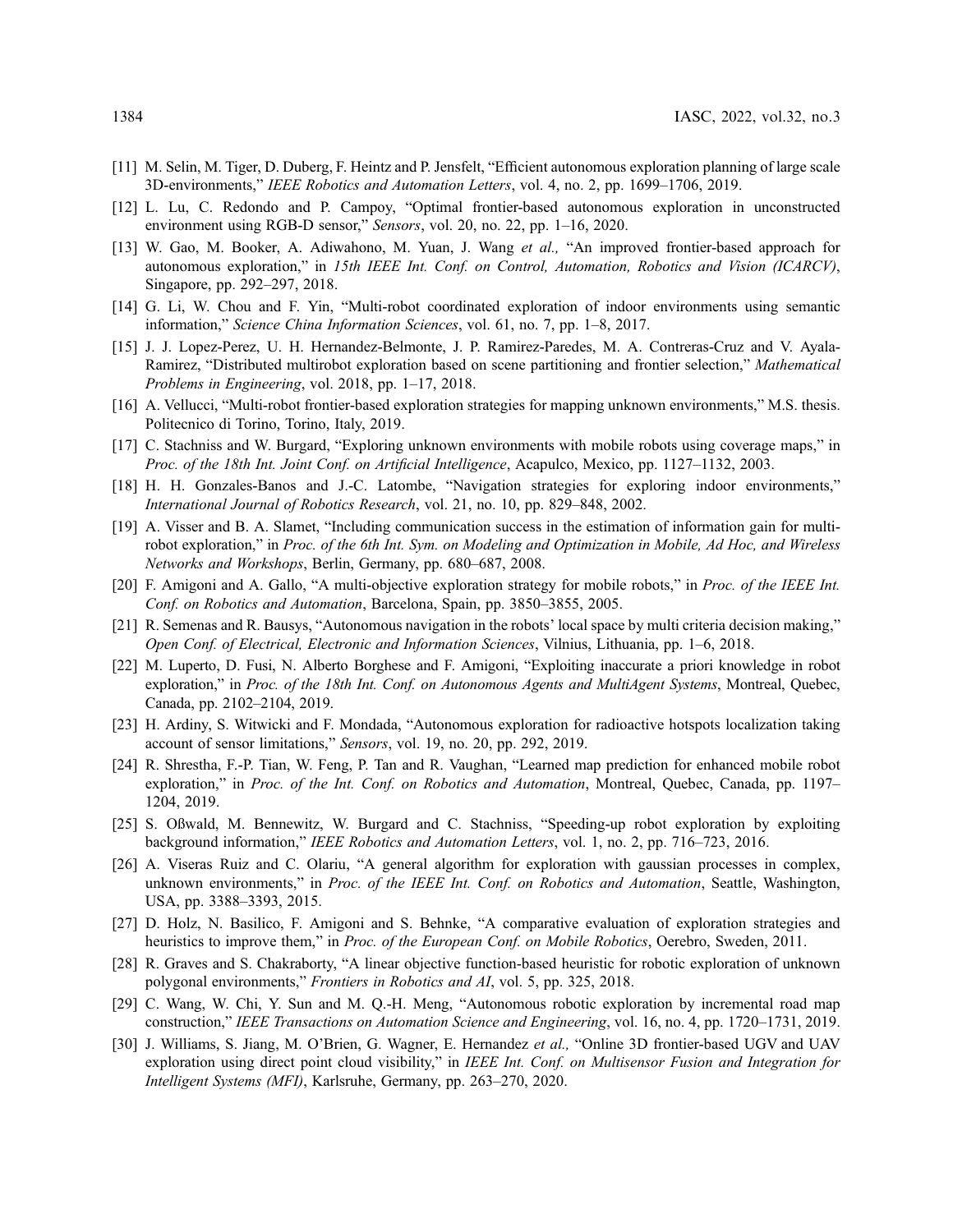[11] M. Selin, M. Tiger, D. Duberg, F. Heintz and P. Jensfelt, "Efficient autonomous exploration planning of large scale 3D-environments," *IEEE Robotics and Automation Letters*, vol. 4, no. 2, pp. 1699–1706, 2019.

[12] L. Lu, C. Redondo and P. Campoy, "Optimal frontier-based autonomous exploration in unconstructed environment using RGB-D sensor," *Sensors*, vol. 20, no. 22, pp. 1–16, 2020.

[13] W. Gao, M. Booker, A. Adiwahono, M. Yuan, J. Wang *et al.,* "An improved frontier-based approach for autonomous exploration," in *15th IEEE Int. Conf. on Control, Automation, Robotics and Vision (ICARCV)*, Singapore, pp. 292–297, 2018.

[14] G. Li, W. Chou and F. Yin, "Multi-robot coordinated exploration of indoor environments using semantic information," *Science China Information Sciences*, vol. 61, no. 7, pp. 1–8, 2017.

[15] J. J. Lopez-Perez, U. H. Hernandez-Belmonte, J. P. Ramirez-Paredes, M. A. Contreras-Cruz and V. Ayala-Ramirez, "Distributed multirobot exploration based on scene partitioning and frontier selection," *Mathematical Problems in Engineering*, vol. 2018, pp. 1–17, 2018.

[16] A. Vellucci, "Multi-robot frontier-based exploration strategies for mapping unknown environments," M.S. thesis. Politecnico di Torino, Torino, Italy, 2019.

[17] C. Stachniss and W. Burgard, "Exploring unknown environments with mobile robots using coverage maps," in *Proc. of the 18th Int. Joint Conf. on Artificial Intelligence*, Acapulco, Mexico, pp. 1127–1132, 2003.

[18] H. H. Gonzales-Banos and J.-C. Latombe, "Navigation strategies for exploring indoor environments," *International Journal of Robotics Research*, vol. 21, no. 10, pp. 829–848, 2002.

[19] A. Visser and B. A. Slamet, "Including communication success in the estimation of information gain for multi-robot exploration," in *Proc. of the 6th Int. Sym. on Modeling and Optimization in Mobile, Ad Hoc, and Wireless Networks and Workshops*, Berlin, Germany, pp. 680–687, 2008.

[20] F. Amigoni and A. Gallo, "A multi-objective exploration strategy for mobile robots," in *Proc. of the IEEE Int. Conf. on Robotics and Automation*, Barcelona, Spain, pp. 3850–3855, 2005.

[21] R. Semenas and R. Bausys, "Autonomous navigation in the robots' local space by multi criteria decision making," *Open Conf. of Electrical, Electronic and Information Sciences*, Vilnius, Lithuania, pp. 1–6, 2018.

[22] M. Luperto, D. Fusi, N. Alberto Borghese and F. Amigoni, "Exploiting inaccurate a priori knowledge in robot exploration," in *Proc. of the 18th Int. Conf. on Autonomous Agents and MultiAgent Systems*, Montreal, Quebec, Canada, pp. 2102–2104, 2019.

[23] H. Ardiny, S. Witwicki and F. Mondada, "Autonomous exploration for radioactive hotspots localization taking account of sensor limitations," *Sensors*, vol. 19, no. 20, pp. 292, 2019.

[24] R. Shrestha, F.-P. Tian, W. Feng, P. Tan and R. Vaughan, "Learned map prediction for enhanced mobile robot exploration," in *Proc. of the Int. Conf. on Robotics and Automation*, Montreal, Quebec, Canada, pp. 1197–1204, 2019.

[25] S. Oßwald, M. Bennewitz, W. Burgard and C. Stachniss, "Speeding-up robot exploration by exploiting background information," *IEEE Robotics and Automation Letters*, vol. 1, no. 2, pp. 716–723, 2016.

[26] A. Viseras Ruiz and C. Olariu, "A general algorithm for exploration with gaussian processes in complex, unknown environments," in *Proc. of the IEEE Int. Conf. on Robotics and Automation*, Seattle, Washington, USA, pp. 3388–3393, 2015.

[27] D. Holz, N. Basilico, F. Amigoni and S. Behnke, "A comparative evaluation of exploration strategies and heuristics to improve them," in *Proc. of the European Conf. on Mobile Robotics*, Oerebro, Sweden, 2011.

[28] R. Graves and S. Chakraborty, "A linear objective function-based heuristic for robotic exploration of unknown polygonal environments," *Frontiers in Robotics and AI*, vol. 5, pp. 325, 2018.

[29] C. Wang, W. Chi, Y. Sun and M. Q.-H. Meng, "Autonomous robotic exploration by incremental road map construction," *IEEE Transactions on Automation Science and Engineering*, vol. 16, no. 4, pp. 1720–1731, 2019.

[30] J. Williams, S. Jiang, M. O'Brien, G. Wagner, E. Hernandez *et al.,* "Online 3D frontier-based UGV and UAV exploration using direct point cloud visibility," in *IEEE Int. Conf. on Multisensor Fusion and Integration for Intelligent Systems (MFI)*, Karlsruhe, Germany, pp. 263–270, 2020.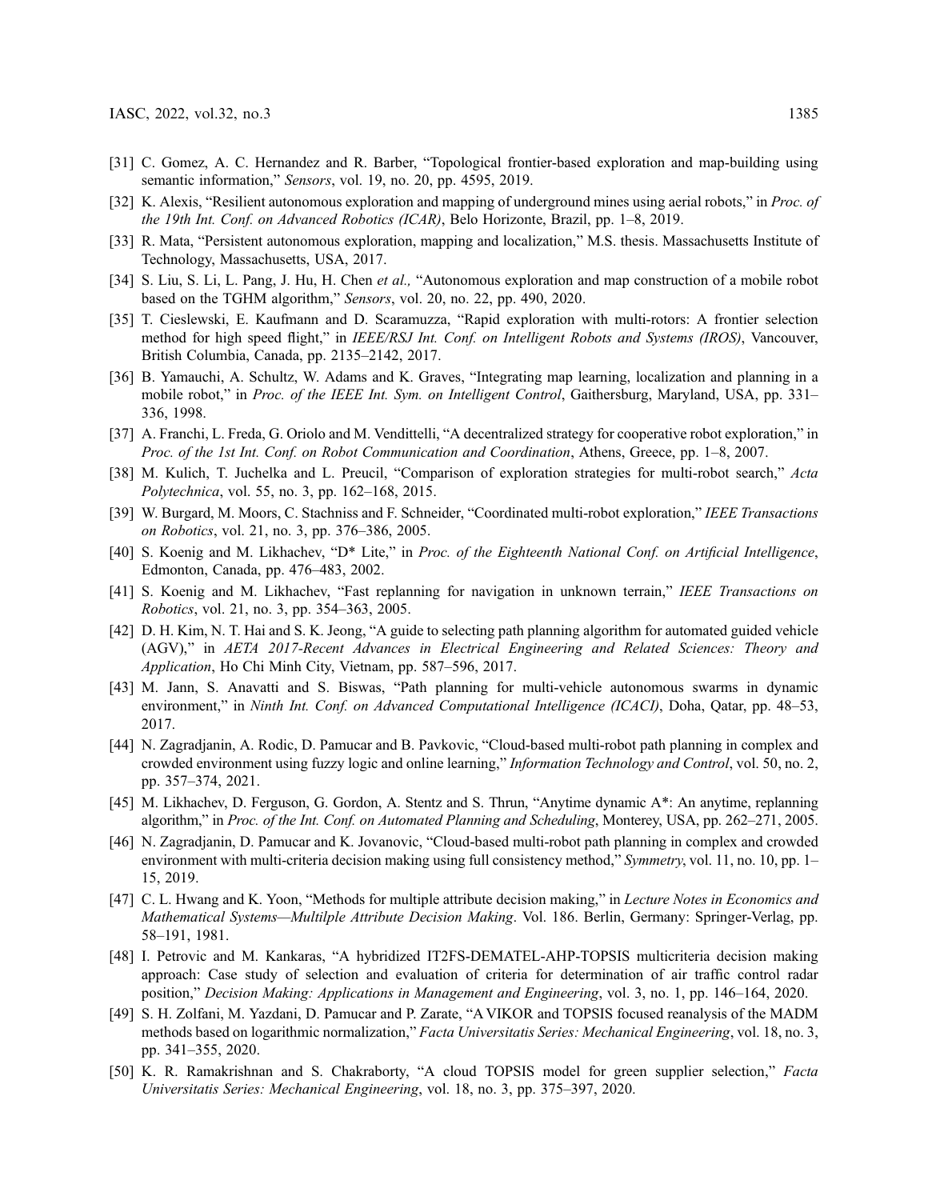[31] C. Gomez, A. C. Hernandez and R. Barber, "Topological frontier-based exploration and map-building using semantic information," *Sensors*, vol. 19, no. 20, pp. 4595, 2019.

[32] K. Alexis, "Resilient autonomous exploration and mapping of underground mines using aerial robots," in *Proc. of the 19th Int. Conf. on Advanced Robotics (ICAR)*, Belo Horizonte, Brazil, pp. 1–8, 2019.

[33] R. Mata, "Persistent autonomous exploration, mapping and localization," M.S. thesis. Massachusetts Institute of Technology, Massachusetts, USA, 2017.

[34] S. Liu, S. Li, L. Pang, J. Hu, H. Chen *et al.,* "Autonomous exploration and map construction of a mobile robot based on the TGHM algorithm," *Sensors*, vol. 20, no. 22, pp. 490, 2020.

[35] T. Cieslewski, E. Kaufmann and D. Scaramuzza, "Rapid exploration with multi-rotors: A frontier selection method for high speed flight," in *IEEE/RSJ Int. Conf. on Intelligent Robots and Systems (IROS)*, Vancouver, British Columbia, Canada, pp. 2135–2142, 2017.

[36] B. Yamauchi, A. Schultz, W. Adams and K. Graves, "Integrating map learning, localization and planning in a mobile robot," in *Proc. of the IEEE Int. Sym. on Intelligent Control*, Gaithersburg, Maryland, USA, pp. 331–336, 1998.

[37] A. Franchi, L. Freda, G. Oriolo and M. Vendittelli, "A decentralized strategy for cooperative robot exploration," in *Proc. of the 1st Int. Conf. on Robot Communication and Coordination*, Athens, Greece, pp. 1–8, 2007.

[38] M. Kulich, T. Juchelka and L. Preucil, "Comparison of exploration strategies for multi-robot search," *Acta Polytechnica*, vol. 55, no. 3, pp. 162–168, 2015.

[39] W. Burgard, M. Moors, C. Stachniss and F. Schneider, "Coordinated multi-robot exploration," *IEEE Transactions on Robotics*, vol. 21, no. 3, pp. 376–386, 2005.

[40] S. Koenig and M. Likhachev, "D* Lite," in *Proc. of the Eighteenth National Conf. on Artificial Intelligence*, Edmonton, Canada, pp. 476–483, 2002.

[41] S. Koenig and M. Likhachev, "Fast replanning for navigation in unknown terrain," *IEEE Transactions on Robotics*, vol. 21, no. 3, pp. 354–363, 2005.

[42] D. H. Kim, N. T. Hai and S. K. Jeong, "A guide to selecting path planning algorithm for automated guided vehicle (AGV)," in *AETA 2017-Recent Advances in Electrical Engineering and Related Sciences: Theory and Application*, Ho Chi Minh City, Vietnam, pp. 587–596, 2017.

[43] M. Jann, S. Anavatti and S. Biswas, "Path planning for multi-vehicle autonomous swarms in dynamic environment," in *Ninth Int. Conf. on Advanced Computational Intelligence (ICACI)*, Doha, Qatar, pp. 48–53, 2017.

[44] N. Zagradjanin, A. Rodic, D. Pamucar and B. Pavkovic, "Cloud-based multi-robot path planning in complex and crowded environment using fuzzy logic and online learning," *Information Technology and Control*, vol. 50, no. 2, pp. 357–374, 2021.

[45] M. Likhachev, D. Ferguson, G. Gordon, A. Stentz and S. Thrun, "Anytime dynamic A*: An anytime, replanning algorithm," in *Proc. of the Int. Conf. on Automated Planning and Scheduling*, Monterey, USA, pp. 262–271, 2005.

[46] N. Zagradjanin, D. Pamucar and K. Jovanovic, "Cloud-based multi-robot path planning in complex and crowded environment with multi-criteria decision making using full consistency method," *Symmetry*, vol. 11, no. 10, pp. 1–15, 2019.

[47] C. L. Hwang and K. Yoon, "Methods for multiple attribute decision making," in *Lecture Notes in Economics and Mathematical Systems—Multilple Attribute Decision Making*. Vol. 186. Berlin, Germany: Springer-Verlag, pp. 58–191, 1981.

[48] I. Petrovic and M. Kankaras, "A hybridized IT2FS-DEMATEL-AHP-TOPSIS multicriteria decision making approach: Case study of selection and evaluation of criteria for determination of air traffic control radar position," *Decision Making: Applications in Management and Engineering*, vol. 3, no. 1, pp. 146–164, 2020.

[49] S. H. Zolfani, M. Yazdani, D. Pamucar and P. Zarate, "A VIKOR and TOPSIS focused reanalysis of the MADM methods based on logarithmic normalization," *Facta Universitatis Series: Mechanical Engineering*, vol. 18, no. 3, pp. 341–355, 2020.

[50] K. R. Ramakrishnan and S. Chakraborty, "A cloud TOPSIS model for green supplier selection," *Facta Universitatis Series: Mechanical Engineering*, vol. 18, no. 3, pp. 375–397, 2020.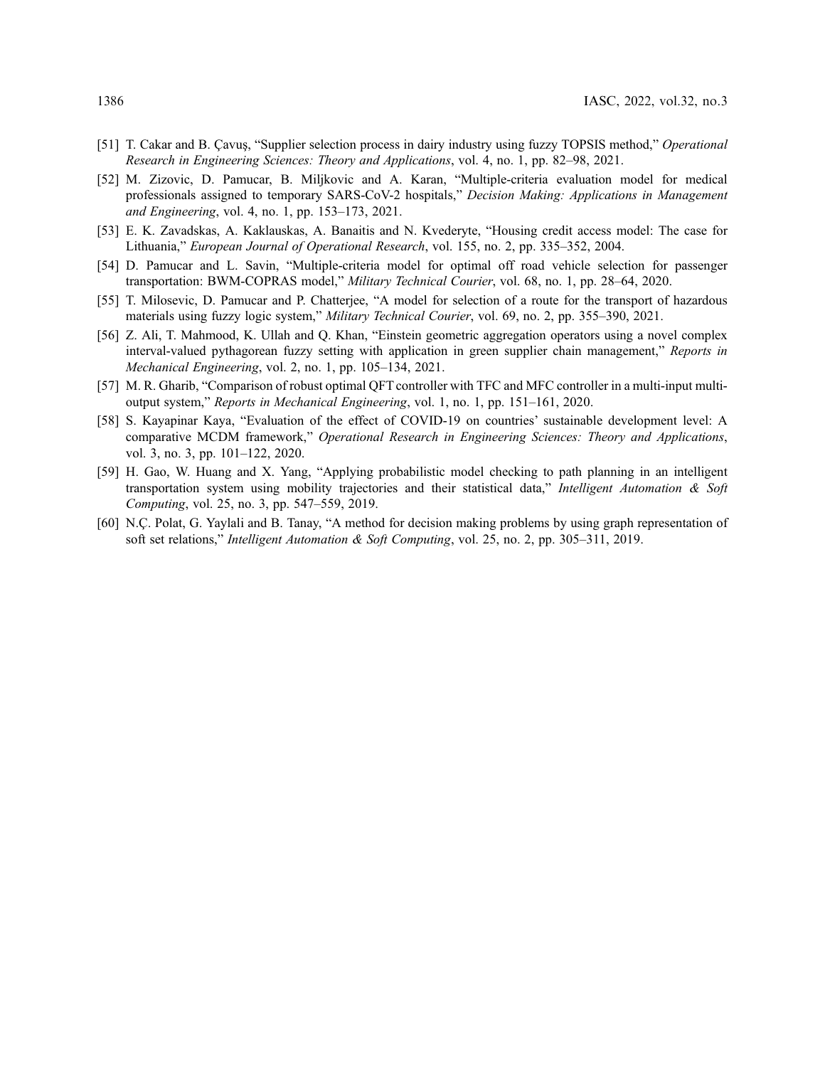[51] T. Cakar and B. Çavuş, "Supplier selection process in dairy industry using fuzzy TOPSIS method," *Operational Research in Engineering Sciences: Theory and Applications*, vol. 4, no. 1, pp. 82–98, 2021.

[52] M. Zizovic, D. Pamucar, B. Miljkovic and A. Karan, "Multiple-criteria evaluation model for medical professionals assigned to temporary SARS-CoV-2 hospitals," *Decision Making: Applications in Management and Engineering*, vol. 4, no. 1, pp. 153–173, 2021.

[53] E. K. Zavadskas, A. Kaklauskas, A. Banaitis and N. Kvederyte, "Housing credit access model: The case for Lithuania," *European Journal of Operational Research*, vol. 155, no. 2, pp. 335–352, 2004.

[54] D. Pamucar and L. Savin, "Multiple-criteria model for optimal off road vehicle selection for passenger transportation: BWM-COPRAS model," *Military Technical Courier*, vol. 68, no. 1, pp. 28–64, 2020.

[55] T. Milosevic, D. Pamucar and P. Chatterjee, "A model for selection of a route for the transport of hazardous materials using fuzzy logic system," *Military Technical Courier*, vol. 69, no. 2, pp. 355–390, 2021.

[56] Z. Ali, T. Mahmood, K. Ullah and Q. Khan, "Einstein geometric aggregation operators using a novel complex interval-valued pythagorean fuzzy setting with application in green supplier chain management," *Reports in Mechanical Engineering*, vol. 2, no. 1, pp. 105–134, 2021.

[57] M. R. Gharib, "Comparison of robust optimal QFT controller with TFC and MFC controller in a multi-input multi-output system," *Reports in Mechanical Engineering*, vol. 1, no. 1, pp. 151–161, 2020.

[58] S. Kayapinar Kaya, "Evaluation of the effect of COVID-19 on countries' sustainable development level: A comparative MCDM framework," *Operational Research in Engineering Sciences: Theory and Applications*, vol. 3, no. 3, pp. 101–122, 2020.

[59] H. Gao, W. Huang and X. Yang, "Applying probabilistic model checking to path planning in an intelligent transportation system using mobility trajectories and their statistical data," *Intelligent Automation & Soft Computing*, vol. 25, no. 3, pp. 547–559, 2019.

[60] N.Ç. Polat, G. Yaylali and B. Tanay, "A method for decision making problems by using graph representation of soft set relations," *Intelligent Automation & Soft Computing*, vol. 25, no. 2, pp. 305–311, 2019.